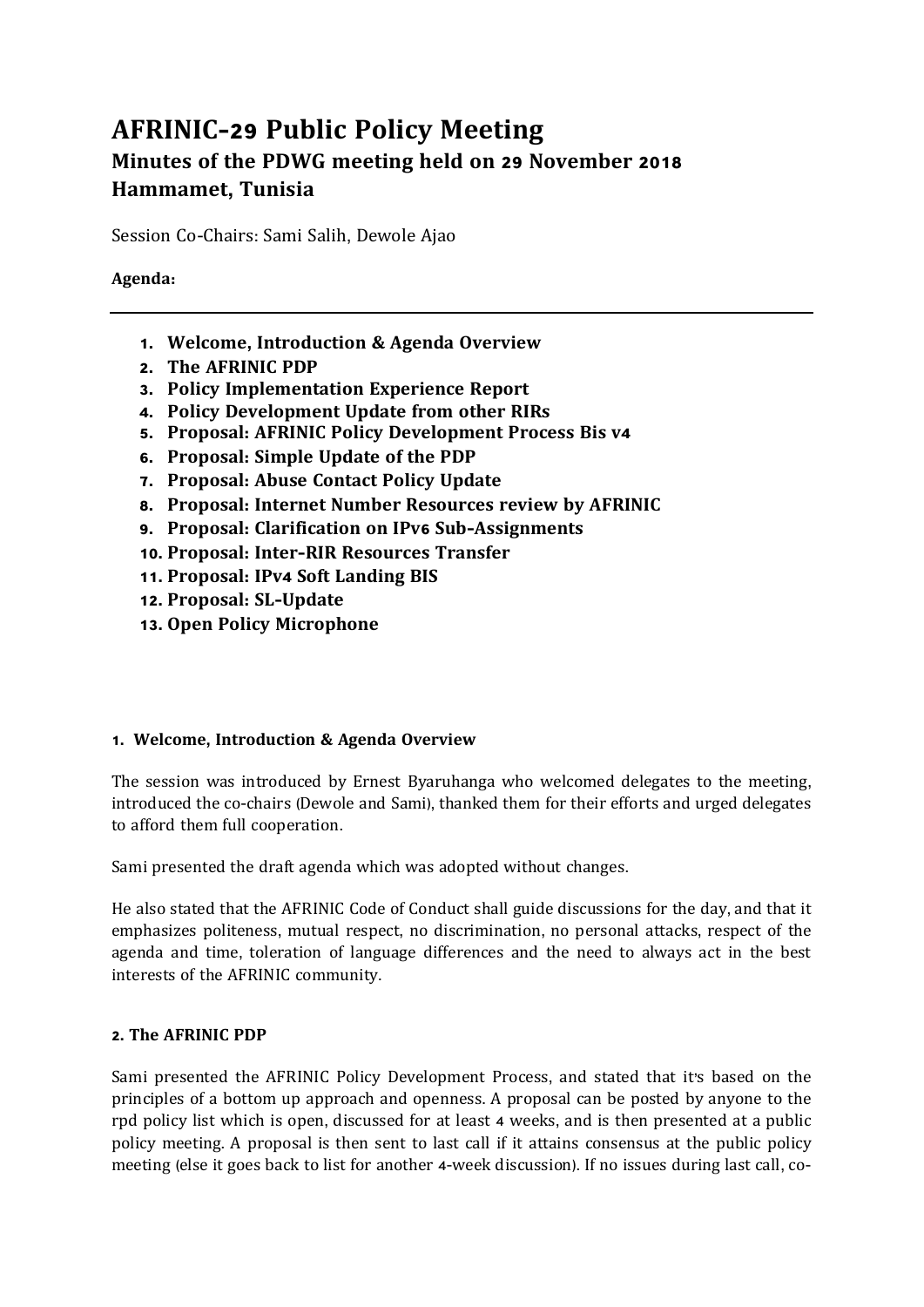# AFRINIC-29 Public Policy Meeting

## Minutes of the PDWG meeting held on 29 November 2018

## Hammamet, Tunisia

Session Co-Chairs: Sami Salih, Dewole Ajao

**Agenda:**

---

1. **Welcome, Introduction & Agenda Overview**
2. **The AFRINIC PDP**
3. **Policy Implementation Experience Report**
4. **Policy Development Update from other RIRs**
5. **Proposal: AFRINIC Policy Development Process Bis v4**
6. **Proposal: Simple Update of the PDP**
7. **Proposal: Abuse Contact Policy Update**
8. **Proposal: Internet Number Resources review by AFRINIC**
9. **Proposal: Clarification on IPv6 Sub-Assignments**
10. **Proposal: Inter-RIR Resources Transfer**
11. **Proposal: IPv4 Soft Landing BIS**
12. **Proposal: SL-Update**
13. **Open Policy Microphone**

#### 1. Welcome, Introduction & Agenda Overview

The session was introduced by Ernest Byaruhanga who welcomed delegates to the meeting, introduced the co-chairs (Dewole and Sami), thanked them for their efforts and urged delegates to afford them full cooperation.

Sami presented the draft agenda which was adopted without changes.

He also stated that the AFRINIC Code of Conduct shall guide discussions for the day, and that it emphasizes politeness, mutual respect, no discrimination, no personal attacks, respect of the agenda and time, toleration of language differences and the need to always act in the best interests of the AFRINIC community.

#### 2. The AFRINIC PDP

Sami presented the AFRINIC Policy Development Process, and stated that it's based on the principles of a bottom up approach and openness. A proposal can be posted by anyone to the rpd policy list which is open, discussed for at least 4 weeks, and is then presented at a public policy meeting. A proposal is then sent to last call if it attains consensus at the public policy meeting (else it goes back to list for another 4-week discussion). If no issues during last call, co-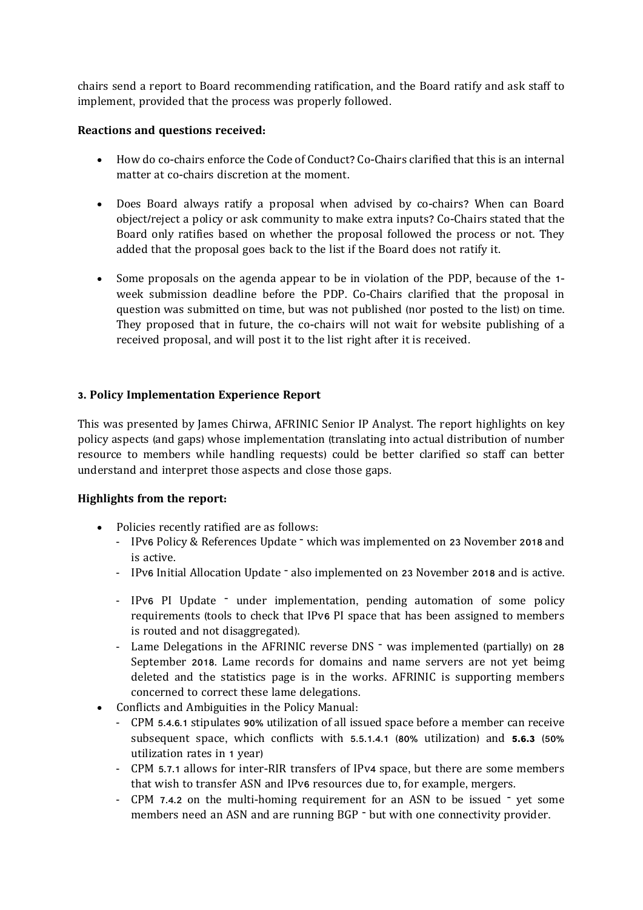chairs send a report to Board recommending ratification, and the Board ratify and ask staff to implement, provided that the process was properly followed.

**Reactions and questions received:**

- How do co-chairs enforce the Code of Conduct? Co-Chairs clarified that this is an internal matter at co-chairs discretion at the moment.
- Does Board always ratify a proposal when advised by co-chairs? When can Board object/reject a policy or ask community to make extra inputs? Co-Chairs stated that the Board only ratifies based on whether the proposal followed the process or not. They added that the proposal goes back to the list if the Board does not ratify it.
- Some proposals on the agenda appear to be in violation of the PDP, because of the 1-week submission deadline before the PDP. Co-Chairs clarified that the proposal in question was submitted on time, but was not published (nor posted to the list) on time. They proposed that in future, the co-chairs will not wait for website publishing of a received proposal, and will post it to the list right after it is received.

### 3. Policy Implementation Experience Report

This was presented by James Chirwa, AFRINIC Senior IP Analyst. The report highlights on key policy aspects (and gaps) whose implementation (translating into actual distribution of number resource to members while handling requests) could be better clarified so staff can better understand and interpret those aspects and close those gaps.

**Highlights from the report:**

- Policies recently ratified are as follows:
  - IPv6 Policy & References Update - which was implemented on 23 November 2018 and is active.
  - IPv6 Initial Allocation Update - also implemented on 23 November 2018 and is active.
  - IPv6 PI Update - under implementation, pending automation of some policy requirements (tools to check that IPv6 PI space that has been assigned to members is routed and not disaggregated).
  - Lame Delegations in the AFRINIC reverse DNS - was implemented (partially) on 28 September 2018. Lame records for domains and name servers are not yet beimg deleted and the statistics page is in the works. AFRINIC is supporting members concerned to correct these lame delegations.
- Conflicts and Ambiguities in the Policy Manual:
  - CPM 5.4.6.1 stipulates 90% utilization of all issued space before a member can receive subsequent space, which conflicts with 5.5.1.4.1 (80% utilization) and **5.6.3** (50% utilization rates in 1 year)
  - CPM 5.7.1 allows for inter-RIR transfers of IPv4 space, but there are some members that wish to transfer ASN and IPv6 resources due to, for example, mergers.
  - CPM 7.4.2 on the multi-homing requirement for an ASN to be issued - yet some members need an ASN and are running BGP - but with one connectivity provider.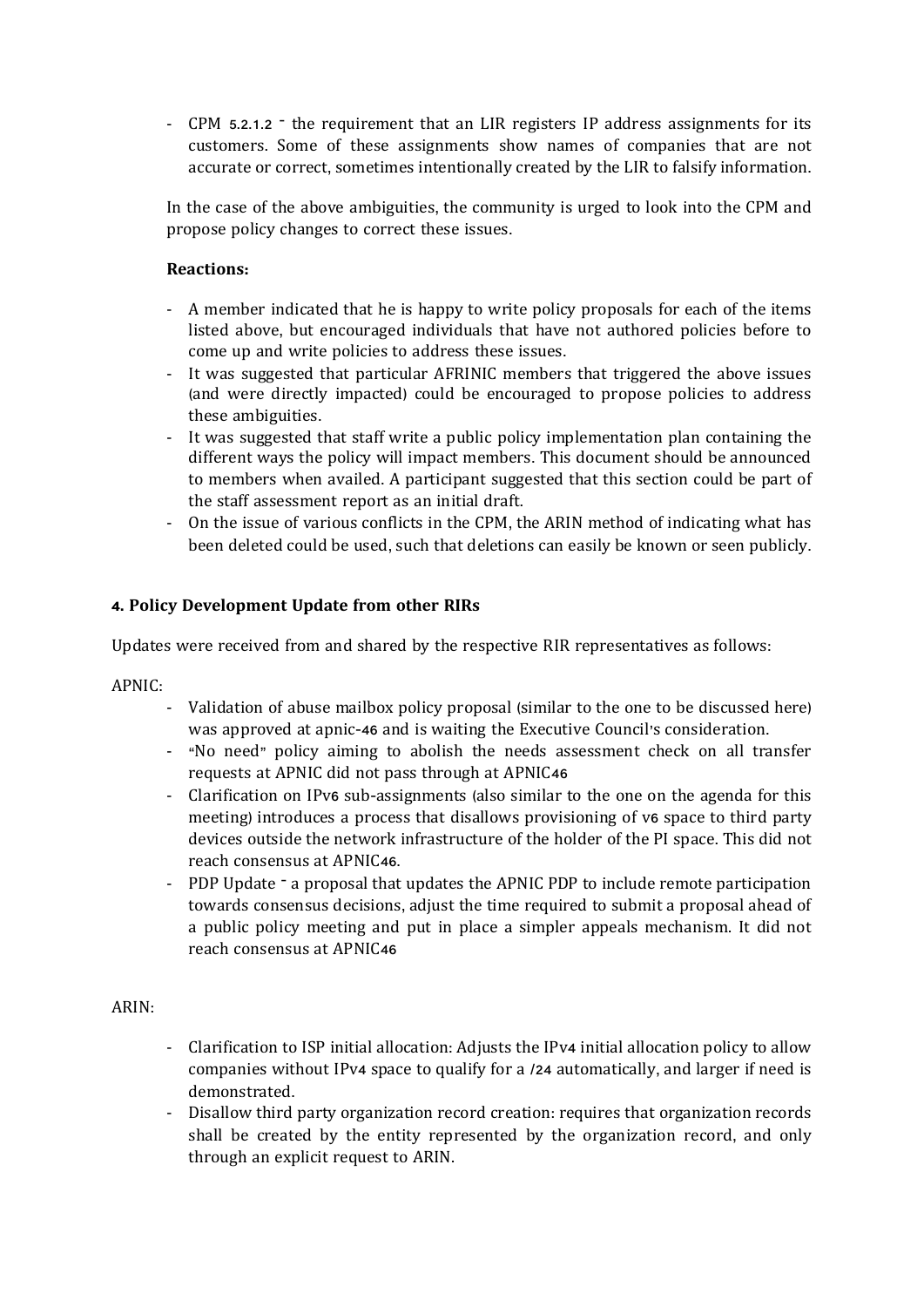- CPM 5.2.1.2 - the requirement that an LIR registers IP address assignments for its customers. Some of these assignments show names of companies that are not accurate or correct, sometimes intentionally created by the LIR to falsify information.

In the case of the above ambiguities, the community is urged to look into the CPM and propose policy changes to correct these issues.

**Reactions:**

- A member indicated that he is happy to write policy proposals for each of the items listed above, but encouraged individuals that have not authored policies before to come up and write policies to address these issues.
- It was suggested that particular AFRINIC members that triggered the above issues (and were directly impacted) could be encouraged to propose policies to address these ambiguities.
- It was suggested that staff write a public policy implementation plan containing the different ways the policy will impact members. This document should be announced to members when availed. A participant suggested that this section could be part of the staff assessment report as an initial draft.
- On the issue of various conflicts in the CPM, the ARIN method of indicating what has been deleted could be used, such that deletions can easily be known or seen publicly.

## 4. Policy Development Update from other RIRs

Updates were received from and shared by the respective RIR representatives as follows:

APNIC:

- Validation of abuse mailbox policy proposal (similar to the one to be discussed here) was approved at apnic-46 and is waiting the Executive Council's consideration.
- "No need" policy aiming to abolish the needs assessment check on all transfer requests at APNIC did not pass through at APNIC46
- Clarification on IPv6 sub-assignments (also similar to the one on the agenda for this meeting) introduces a process that disallows provisioning of v6 space to third party devices outside the network infrastructure of the holder of the PI space. This did not reach consensus at APNIC46.
- PDP Update - a proposal that updates the APNIC PDP to include remote participation towards consensus decisions, adjust the time required to submit a proposal ahead of a public policy meeting and put in place a simpler appeals mechanism. It did not reach consensus at APNIC46

ARIN:

- Clarification to ISP initial allocation: Adjusts the IPv4 initial allocation policy to allow companies without IPv4 space to qualify for a /24 automatically, and larger if need is demonstrated.
- Disallow third party organization record creation: requires that organization records shall be created by the entity represented by the organization record, and only through an explicit request to ARIN.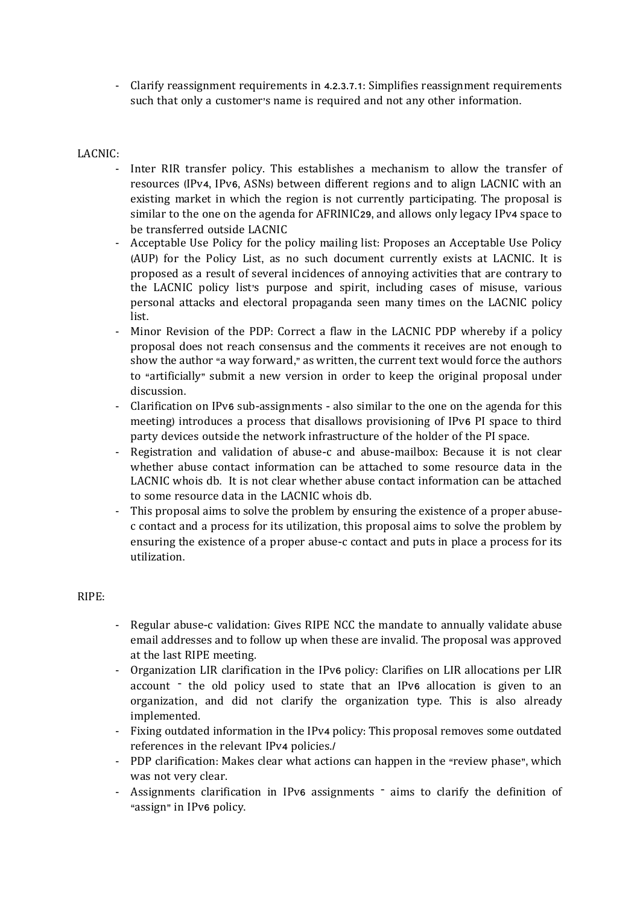- Clarify reassignment requirements in 4.2.3.7.1: Simplifies reassignment requirements such that only a customer's name is required and not any other information.

LACNIC:

- Inter RIR transfer policy. This establishes a mechanism to allow the transfer of resources (IPv4, IPv6, ASNs) between different regions and to align LACNIC with an existing market in which the region is not currently participating. The proposal is similar to the one on the agenda for AFRINIC29, and allows only legacy IPv4 space to be transferred outside LACNIC
- Acceptable Use Policy for the policy mailing list: Proposes an Acceptable Use Policy (AUP) for the Policy List, as no such document currently exists at LACNIC. It is proposed as a result of several incidences of annoying activities that are contrary to the LACNIC policy list's purpose and spirit, including cases of misuse, various personal attacks and electoral propaganda seen many times on the LACNIC policy list.
- Minor Revision of the PDP: Correct a flaw in the LACNIC PDP whereby if a policy proposal does not reach consensus and the comments it receives are not enough to show the author "a way forward," as written, the current text would force the authors to "artificially" submit a new version in order to keep the original proposal under discussion.
- Clarification on IPv6 sub-assignments - also similar to the one on the agenda for this meeting) introduces a process that disallows provisioning of IPv6 PI space to third party devices outside the network infrastructure of the holder of the PI space.
- Registration and validation of abuse-c and abuse-mailbox: Because it is not clear whether abuse contact information can be attached to some resource data in the LACNIC whois db. It is not clear whether abuse contact information can be attached to some resource data in the LACNIC whois db.
- This proposal aims to solve the problem by ensuring the existence of a proper abuse-c contact and a process for its utilization, this proposal aims to solve the problem by ensuring the existence of a proper abuse-c contact and puts in place a process for its utilization.

RIPE:

- Regular abuse-c validation: Gives RIPE NCC the mandate to annually validate abuse email addresses and to follow up when these are invalid. The proposal was approved at the last RIPE meeting.
- Organization LIR clarification in the IPv6 policy: Clarifies on LIR allocations per LIR account - the old policy used to state that an IPv6 allocation is given to an organization, and did not clarify the organization type. This is also already implemented.
- Fixing outdated information in the IPv4 policy: This proposal removes some outdated references in the relevant IPv4 policies./
- PDP clarification: Makes clear what actions can happen in the "review phase", which was not very clear.
- Assignments clarification in IPv6 assignments - aims to clarify the definition of "assign" in IPv6 policy.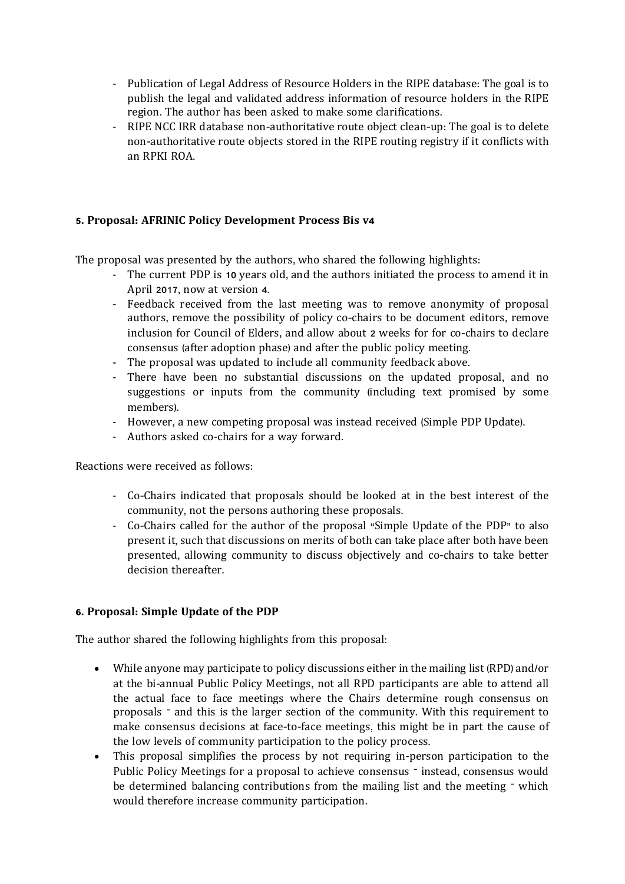- Publication of Legal Address of Resource Holders in the RIPE database: The goal is to publish the legal and validated address information of resource holders in the RIPE region. The author has been asked to make some clarifications.
- RIPE NCC IRR database non-authoritative route object clean-up: The goal is to delete non-authoritative route objects stored in the RIPE routing registry if it conflicts with an RPKI ROA.

### 5. Proposal: AFRINIC Policy Development Process Bis v4

The proposal was presented by the authors, who shared the following highlights:

- The current PDP is 10 years old, and the authors initiated the process to amend it in April 2017, now at version 4.
- Feedback received from the last meeting was to remove anonymity of proposal authors, remove the possibility of policy co-chairs to be document editors, remove inclusion for Council of Elders, and allow about 2 weeks for for co-chairs to declare consensus (after adoption phase) and after the public policy meeting.
- The proposal was updated to include all community feedback above.
- There have been no substantial discussions on the updated proposal, and no suggestions or inputs from the community (including text promised by some members).
- However, a new competing proposal was instead received (Simple PDP Update).
- Authors asked co-chairs for a way forward.

Reactions were received as follows:

- Co-Chairs indicated that proposals should be looked at in the best interest of the community, not the persons authoring these proposals.
- Co-Chairs called for the author of the proposal "Simple Update of the PDP" to also present it, such that discussions on merits of both can take place after both have been presented, allowing community to discuss objectively and co-chairs to take better decision thereafter.

### 6. Proposal: Simple Update of the PDP

The author shared the following highlights from this proposal:

- While anyone may participate to policy discussions either in the mailing list (RPD) and/or at the bi-annual Public Policy Meetings, not all RPD participants are able to attend all the actual face to face meetings where the Chairs determine rough consensus on proposals ˉ and this is the larger section of the community. With this requirement to make consensus decisions at face-to-face meetings, this might be in part the cause of the low levels of community participation to the policy process.
- This proposal simplifies the process by not requiring in-person participation to the Public Policy Meetings for a proposal to achieve consensus ˉ instead, consensus would be determined balancing contributions from the mailing list and the meeting ˉ which would therefore increase community participation.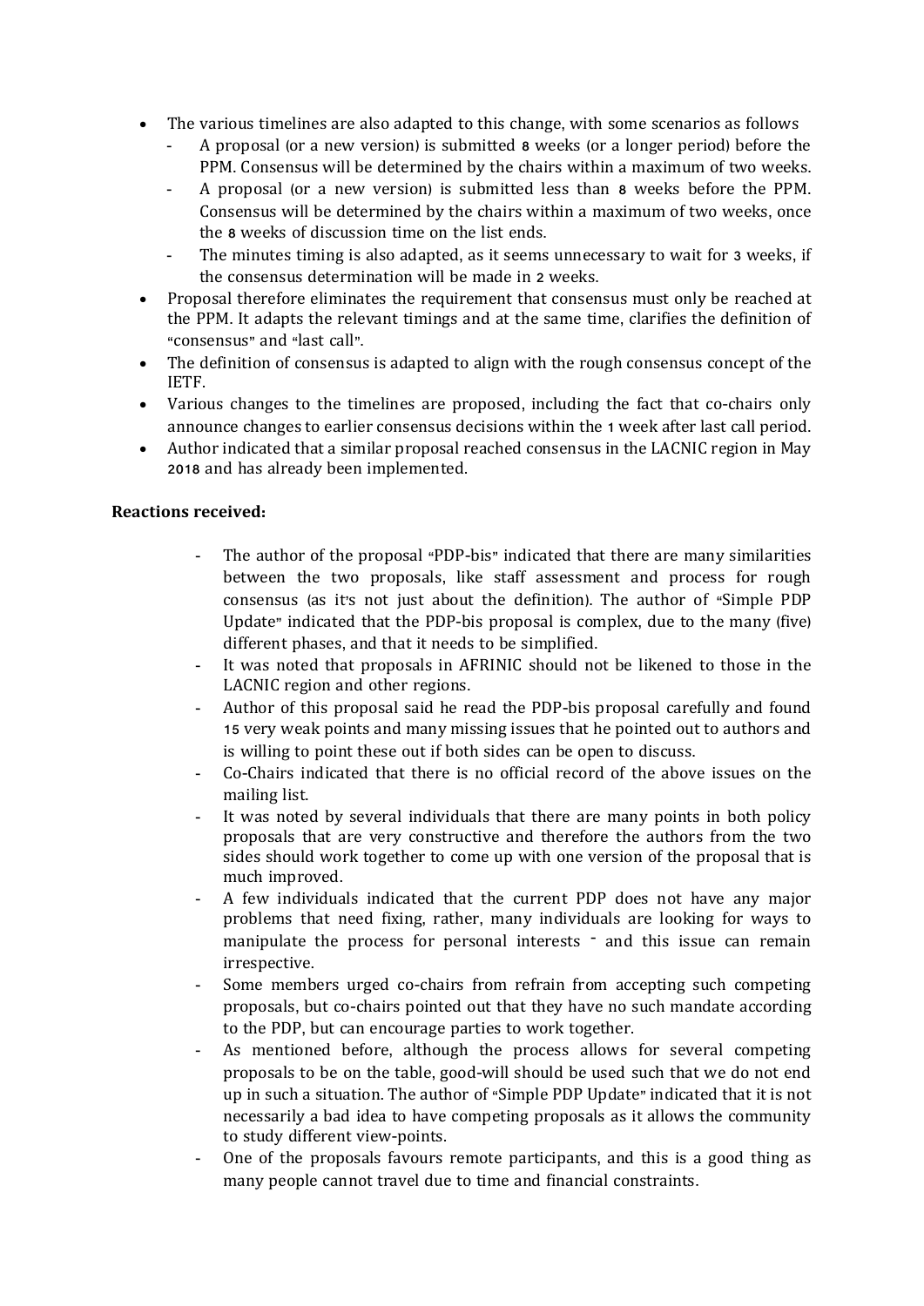- The various timelines are also adapted to this change, with some scenarios as follows
  - A proposal (or a new version) is submitted 8 weeks (or a longer period) before the PPM. Consensus will be determined by the chairs within a maximum of two weeks.
  - A proposal (or a new version) is submitted less than 8 weeks before the PPM. Consensus will be determined by the chairs within a maximum of two weeks, once the 8 weeks of discussion time on the list ends.
  - The minutes timing is also adapted, as it seems unnecessary to wait for 3 weeks, if the consensus determination will be made in 2 weeks.
- Proposal therefore eliminates the requirement that consensus must only be reached at the PPM. It adapts the relevant timings and at the same time, clarifies the definition of "consensus" and "last call".
- The definition of consensus is adapted to align with the rough consensus concept of the IETF.
- Various changes to the timelines are proposed, including the fact that co-chairs only announce changes to earlier consensus decisions within the 1 week after last call period.
- Author indicated that a similar proposal reached consensus in the LACNIC region in May 2018 and has already been implemented.

**Reactions received:**

- The author of the proposal "PDP-bis" indicated that there are many similarities between the two proposals, like staff assessment and process for rough consensus (as it's not just about the definition). The author of "Simple PDP Update" indicated that the PDP-bis proposal is complex, due to the many (five) different phases, and that it needs to be simplified.
- It was noted that proposals in AFRINIC should not be likened to those in the LACNIC region and other regions.
- Author of this proposal said he read the PDP-bis proposal carefully and found 15 very weak points and many missing issues that he pointed out to authors and is willing to point these out if both sides can be open to discuss.
- Co-Chairs indicated that there is no official record of the above issues on the mailing list.
- It was noted by several individuals that there are many points in both policy proposals that are very constructive and therefore the authors from the two sides should work together to come up with one version of the proposal that is much improved.
- A few individuals indicated that the current PDP does not have any major problems that need fixing, rather, many individuals are looking for ways to manipulate the process for personal interests - and this issue can remain irrespective.
- Some members urged co-chairs from refrain from accepting such competing proposals, but co-chairs pointed out that they have no such mandate according to the PDP, but can encourage parties to work together.
- As mentioned before, although the process allows for several competing proposals to be on the table, good-will should be used such that we do not end up in such a situation. The author of "Simple PDP Update" indicated that it is not necessarily a bad idea to have competing proposals as it allows the community to study different view-points.
- One of the proposals favours remote participants, and this is a good thing as many people cannot travel due to time and financial constraints.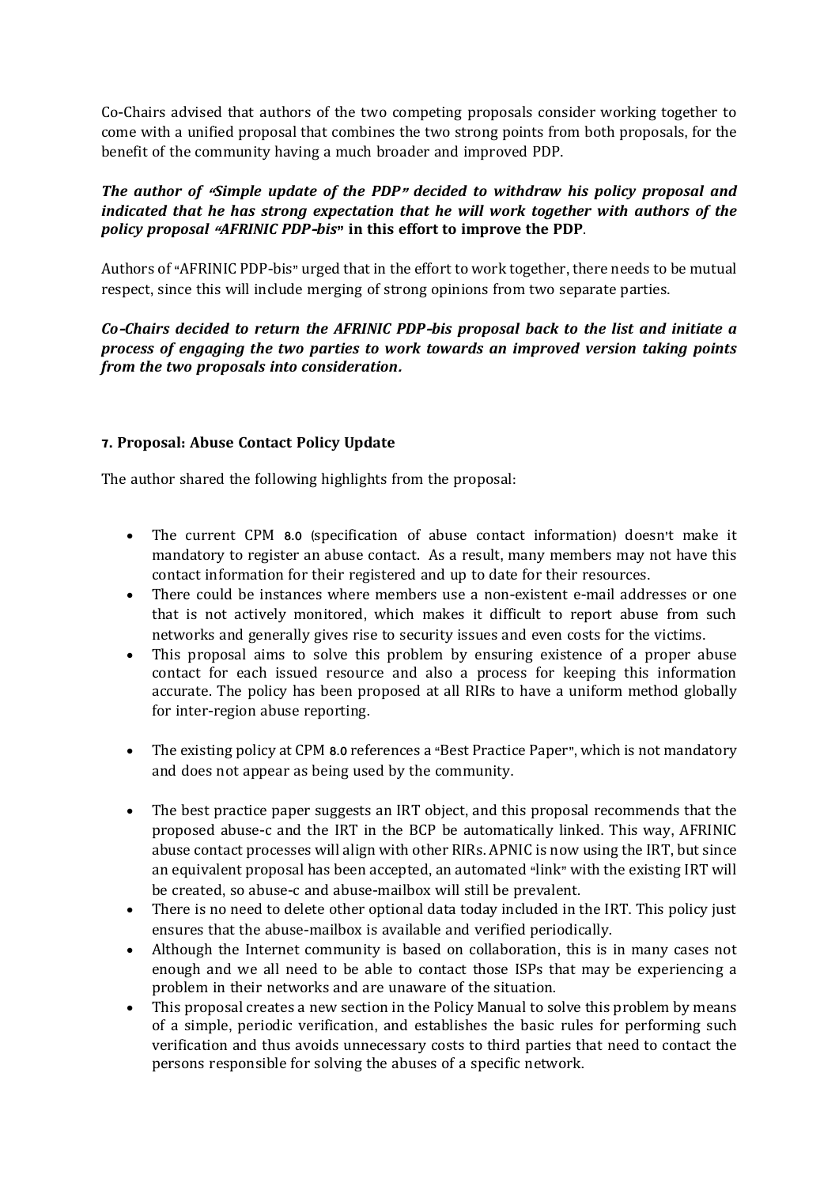Co-Chairs advised that authors of the two competing proposals consider working together to come with a unified proposal that combines the two strong points from both proposals, for the benefit of the community having a much broader and improved PDP.

***The author of "Simple update of the PDP" decided to withdraw his policy proposal and indicated that he has strong expectation that he will work together with authors of the policy proposal "AFRINIC PDP-bis"* in this effort to improve the PDP**.

Authors of "AFRINIC PDP-bis" urged that in the effort to work together, there needs to be mutual respect, since this will include merging of strong opinions from two separate parties.

***Co-Chairs decided to return the AFRINIC PDP-bis proposal back to the list and initiate a process of engaging the two parties to work towards an improved version taking points from the two proposals into consideration.***

### 7. Proposal: Abuse Contact Policy Update

The author shared the following highlights from the proposal:

- The current CPM 8.0 (specification of abuse contact information) doesn't make it mandatory to register an abuse contact. As a result, many members may not have this contact information for their registered and up to date for their resources.
- There could be instances where members use a non-existent e-mail addresses or one that is not actively monitored, which makes it difficult to report abuse from such networks and generally gives rise to security issues and even costs for the victims.
- This proposal aims to solve this problem by ensuring existence of a proper abuse contact for each issued resource and also a process for keeping this information accurate. The policy has been proposed at all RIRs to have a uniform method globally for inter-region abuse reporting.
- The existing policy at CPM 8.0 references a "Best Practice Paper", which is not mandatory and does not appear as being used by the community.
- The best practice paper suggests an IRT object, and this proposal recommends that the proposed abuse-c and the IRT in the BCP be automatically linked. This way, AFRINIC abuse contact processes will align with other RIRs. APNIC is now using the IRT, but since an equivalent proposal has been accepted, an automated "link" with the existing IRT will be created, so abuse-c and abuse-mailbox will still be prevalent.
- There is no need to delete other optional data today included in the IRT. This policy just ensures that the abuse-mailbox is available and verified periodically.
- Although the Internet community is based on collaboration, this is in many cases not enough and we all need to be able to contact those ISPs that may be experiencing a problem in their networks and are unaware of the situation.
- This proposal creates a new section in the Policy Manual to solve this problem by means of a simple, periodic verification, and establishes the basic rules for performing such verification and thus avoids unnecessary costs to third parties that need to contact the persons responsible for solving the abuses of a specific network.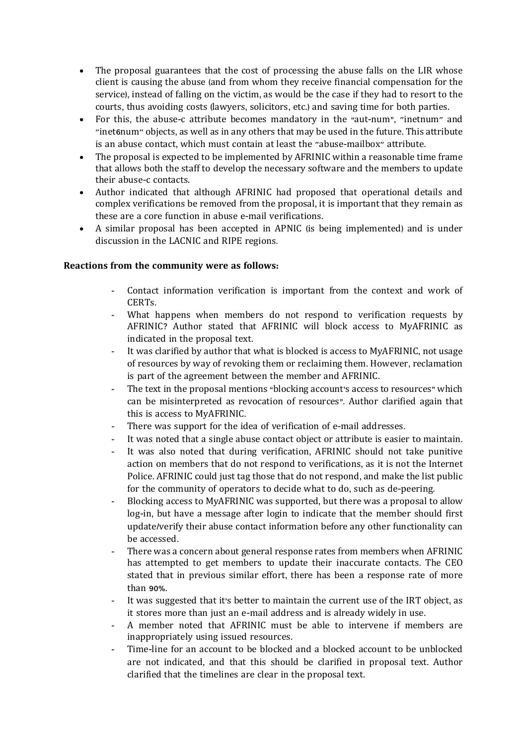- The proposal guarantees that the cost of processing the abuse falls on the LIR whose client is causing the abuse (and from whom they receive financial compensation for the service), instead of falling on the victim, as would be the case if they had to resort to the courts, thus avoiding costs (lawyers, solicitors, etc.) and saving time for both parties.
- For this, the abuse-c attribute becomes mandatory in the "aut-num", "inetnum" and "inet6num" objects, as well as in any others that may be used in the future. This attribute is an abuse contact, which must contain at least the "abuse-mailbox" attribute.
- The proposal is expected to be implemented by AFRINIC within a reasonable time frame that allows both the staff to develop the necessary software and the members to update their abuse-c contacts.
- Author indicated that although AFRINIC had proposed that operational details and complex verifications be removed from the proposal, it is important that they remain as these are a core function in abuse e-mail verifications.
- A similar proposal has been accepted in APNIC (is being implemented) and is under discussion in the LACNIC and RIPE regions.

**Reactions from the community were as follows:**

- Contact information verification is important from the context and work of CERTs.
- What happens when members do not respond to verification requests by AFRINIC? Author stated that AFRINIC will block access to MyAFRINIC as indicated in the proposal text.
- It was clarified by author that what is blocked is access to MyAFRINIC, not usage of resources by way of revoking them or reclaiming them. However, reclamation is part of the agreement between the member and AFRINIC.
- The text in the proposal mentions "blocking account's access to resources" which can be misinterpreted as revocation of resources". Author clarified again that this is access to MyAFRINIC.
- There was support for the idea of verification of e-mail addresses.
- It was noted that a single abuse contact object or attribute is easier to maintain.
- It was also noted that during verification, AFRINIC should not take punitive action on members that do not respond to verifications, as it is not the Internet Police. AFRINIC could just tag those that do not respond, and make the list public for the community of operators to decide what to do, such as de-peering.
- Blocking access to MyAFRINIC was supported, but there was a proposal to allow log-in, but have a message after login to indicate that the member should first update/verify their abuse contact information before any other functionality can be accessed.
- There was a concern about general response rates from members when AFRINIC has attempted to get members to update their inaccurate contacts. The CEO stated that in previous similar effort, there has been a response rate of more than 90%.
- It was suggested that it's better to maintain the current use of the IRT object, as it stores more than just an e-mail address and is already widely in use.
- A member noted that AFRINIC must be able to intervene if members are inappropriately using issued resources.
- Time-line for an account to be blocked and a blocked account to be unblocked are not indicated, and that this should be clarified in proposal text. Author clarified that the timelines are clear in the proposal text.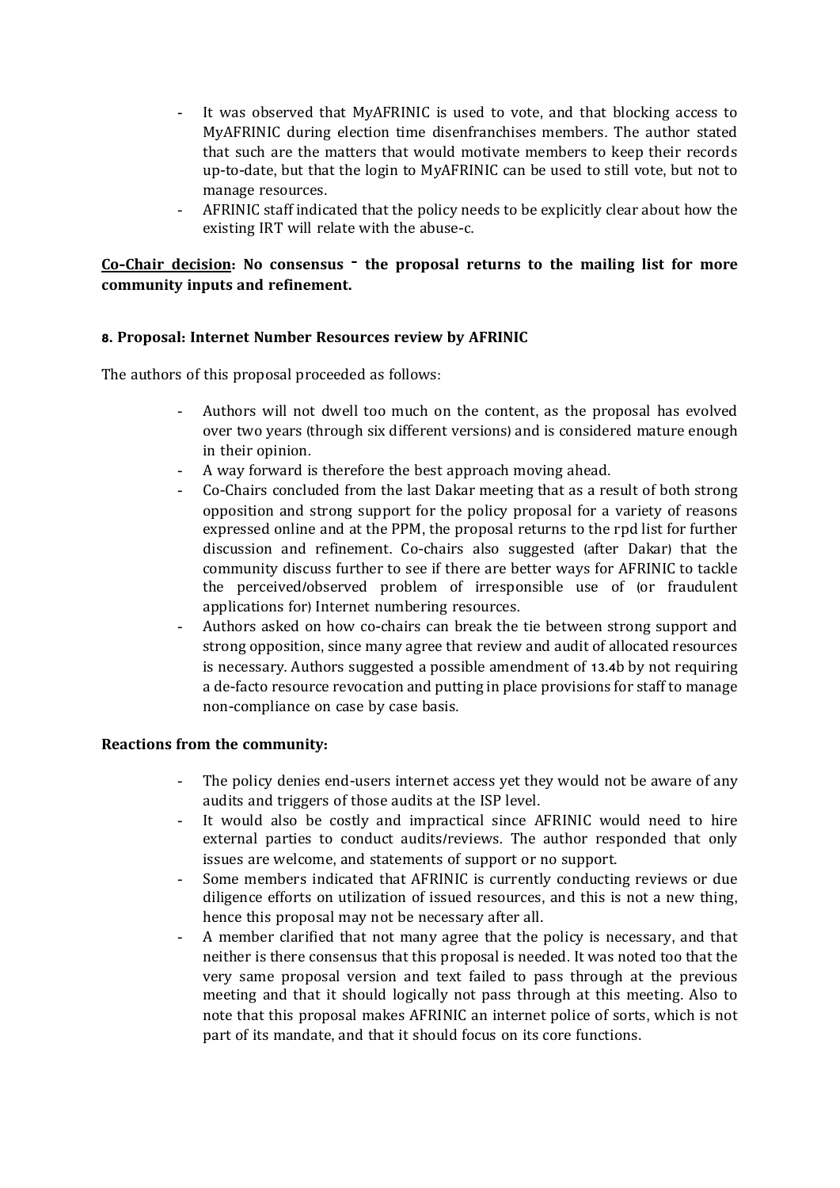- It was observed that MyAFRINIC is used to vote, and that blocking access to MyAFRINIC during election time disenfranchises members. The author stated that such are the matters that would motivate members to keep their records up-to-date, but that the login to MyAFRINIC can be used to still vote, but not to manage resources.
- AFRINIC staff indicated that the policy needs to be explicitly clear about how the existing IRT will relate with the abuse-c.

**<u>Co-Chair decision</u>: No consensus - the proposal returns to the mailing list for more community inputs and refinement.**

#### 8. Proposal: Internet Number Resources review by AFRINIC

The authors of this proposal proceeded as follows:

- Authors will not dwell too much on the content, as the proposal has evolved over two years (through six different versions) and is considered mature enough in their opinion.
- A way forward is therefore the best approach moving ahead.
- Co-Chairs concluded from the last Dakar meeting that as a result of both strong opposition and strong support for the policy proposal for a variety of reasons expressed online and at the PPM, the proposal returns to the rpd list for further discussion and refinement. Co-chairs also suggested (after Dakar) that the community discuss further to see if there are better ways for AFRINIC to tackle the perceived/observed problem of irresponsible use of (or fraudulent applications for) Internet numbering resources.
- Authors asked on how co-chairs can break the tie between strong support and strong opposition, since many agree that review and audit of allocated resources is necessary. Authors suggested a possible amendment of 13.4b by not requiring a de-facto resource revocation and putting in place provisions for staff to manage non-compliance on case by case basis.

**Reactions from the community:**

- The policy denies end-users internet access yet they would not be aware of any audits and triggers of those audits at the ISP level.
- It would also be costly and impractical since AFRINIC would need to hire external parties to conduct audits/reviews. The author responded that only issues are welcome, and statements of support or no support.
- Some members indicated that AFRINIC is currently conducting reviews or due diligence efforts on utilization of issued resources, and this is not a new thing, hence this proposal may not be necessary after all.
- A member clarified that not many agree that the policy is necessary, and that neither is there consensus that this proposal is needed. It was noted too that the very same proposal version and text failed to pass through at the previous meeting and that it should logically not pass through at this meeting. Also to note that this proposal makes AFRINIC an internet police of sorts, which is not part of its mandate, and that it should focus on its core functions.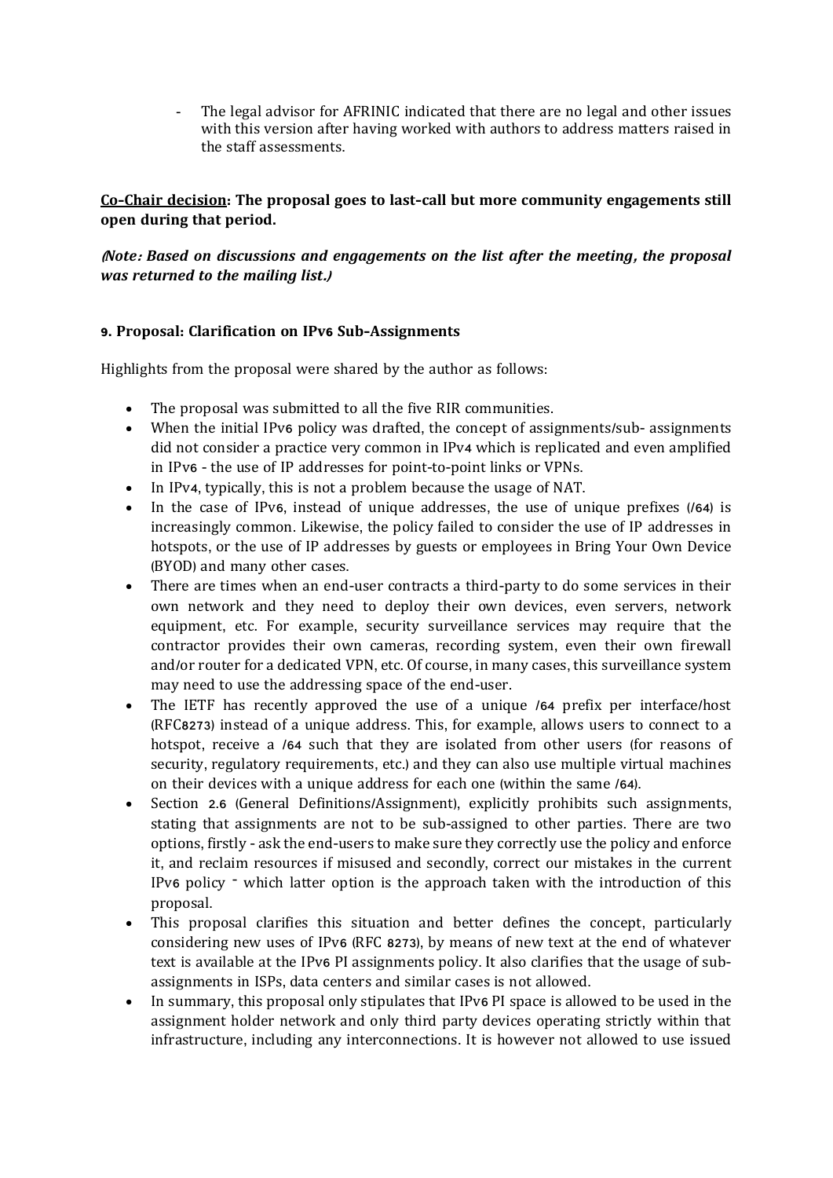- The legal advisor for AFRINIC indicated that there are no legal and other issues with this version after having worked with authors to address matters raised in the staff assessments.

**Co-Chair decision: The proposal goes to last-call but more community engagements still open during that period.**

***(Note: Based on discussions and engagements on the list after the meeting, the proposal was returned to the mailing list.)***

**9. Proposal: Clarification on IPv6 Sub-Assignments**

Highlights from the proposal were shared by the author as follows:

- The proposal was submitted to all the five RIR communities.
- When the initial IPv6 policy was drafted, the concept of assignments/sub- assignments did not consider a practice very common in IPv4 which is replicated and even amplified in IPv6 - the use of IP addresses for point-to-point links or VPNs.
- In IPv4, typically, this is not a problem because the usage of NAT.
- In the case of IPv6, instead of unique addresses, the use of unique prefixes (/64) is increasingly common. Likewise, the policy failed to consider the use of IP addresses in hotspots, or the use of IP addresses by guests or employees in Bring Your Own Device (BYOD) and many other cases.
- There are times when an end-user contracts a third-party to do some services in their own network and they need to deploy their own devices, even servers, network equipment, etc. For example, security surveillance services may require that the contractor provides their own cameras, recording system, even their own firewall and/or router for a dedicated VPN, etc. Of course, in many cases, this surveillance system may need to use the addressing space of the end-user.
- The IETF has recently approved the use of a unique /64 prefix per interface/host (RFC8273) instead of a unique address. This, for example, allows users to connect to a hotspot, receive a /64 such that they are isolated from other users (for reasons of security, regulatory requirements, etc.) and they can also use multiple virtual machines on their devices with a unique address for each one (within the same /64).
- Section 2.6 (General Definitions/Assignment), explicitly prohibits such assignments, stating that assignments are not to be sub-assigned to other parties. There are two options, firstly - ask the end-users to make sure they correctly use the policy and enforce it, and reclaim resources if misused and secondly, correct our mistakes in the current IPv6 policy - which latter option is the approach taken with the introduction of this proposal.
- This proposal clarifies this situation and better defines the concept, particularly considering new uses of IPv6 (RFC 8273), by means of new text at the end of whatever text is available at the IPv6 PI assignments policy. It also clarifies that the usage of sub-assignments in ISPs, data centers and similar cases is not allowed.
- In summary, this proposal only stipulates that IPv6 PI space is allowed to be used in the assignment holder network and only third party devices operating strictly within that infrastructure, including any interconnections. It is however not allowed to use issued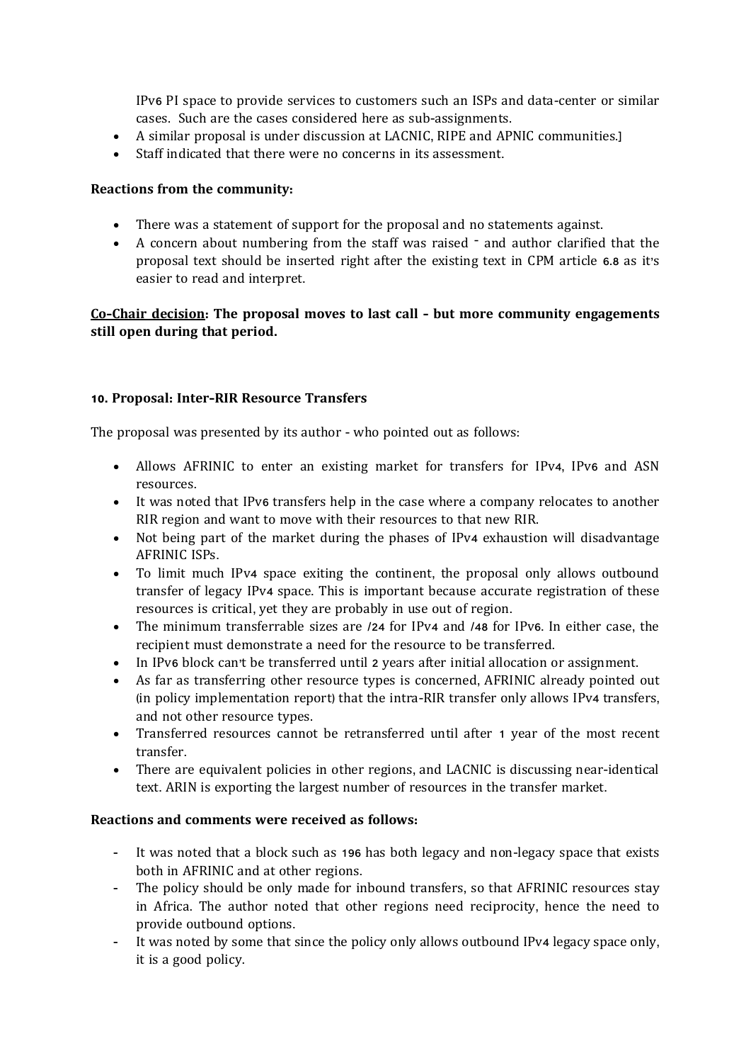IPv6 PI space to provide services to customers such an ISPs and data-center or similar cases. Such are the cases considered here as sub-assignments.

- A similar proposal is under discussion at LACNIC, RIPE and APNIC communities.]
- Staff indicated that there were no concerns in its assessment.

**Reactions from the community:**

- There was a statement of support for the proposal and no statements against.
- A concern about numbering from the staff was raised - and author clarified that the proposal text should be inserted right after the existing text in CPM article 6.8 as it's easier to read and interpret.

**<u>Co-Chair decision</u>: The proposal moves to last call - but more community engagements still open during that period.**

**10. Proposal: Inter-RIR Resource Transfers**

The proposal was presented by its author - who pointed out as follows:

- Allows AFRINIC to enter an existing market for transfers for IPv4, IPv6 and ASN resources.
- It was noted that IPv6 transfers help in the case where a company relocates to another RIR region and want to move with their resources to that new RIR.
- Not being part of the market during the phases of IPv4 exhaustion will disadvantage AFRINIC ISPs.
- To limit much IPv4 space exiting the continent, the proposal only allows outbound transfer of legacy IPv4 space. This is important because accurate registration of these resources is critical, yet they are probably in use out of region.
- The minimum transferrable sizes are /24 for IPv4 and /48 for IPv6. In either case, the recipient must demonstrate a need for the resource to be transferred.
- In IPv6 block can't be transferred until 2 years after initial allocation or assignment.
- As far as transferring other resource types is concerned, AFRINIC already pointed out (in policy implementation report) that the intra-RIR transfer only allows IPv4 transfers, and not other resource types.
- Transferred resources cannot be retransferred until after 1 year of the most recent transfer.
- There are equivalent policies in other regions, and LACNIC is discussing near-identical text. ARIN is exporting the largest number of resources in the transfer market.

**Reactions and comments were received as follows:**

- It was noted that a block such as 196 has both legacy and non-legacy space that exists both in AFRINIC and at other regions.
- The policy should be only made for inbound transfers, so that AFRINIC resources stay in Africa. The author noted that other regions need reciprocity, hence the need to provide outbound options.
- It was noted by some that since the policy only allows outbound IPv4 legacy space only, it is a good policy.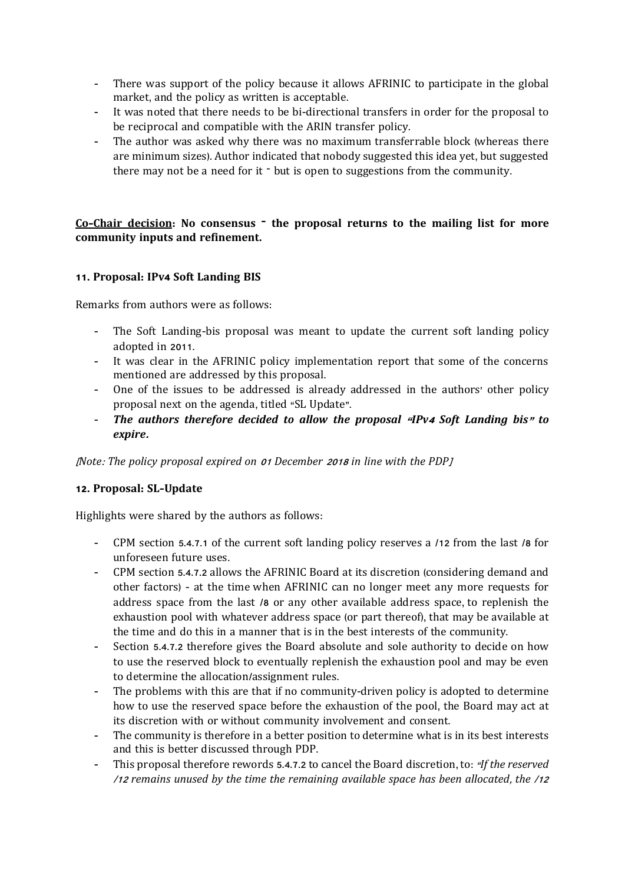- There was support of the policy because it allows AFRINIC to participate in the global market, and the policy as written is acceptable.
- It was noted that there needs to be bi-directional transfers in order for the proposal to be reciprocal and compatible with the ARIN transfer policy.
- The author was asked why there was no maximum transferrable block (whereas there are minimum sizes). Author indicated that nobody suggested this idea yet, but suggested there may not be a need for it - but is open to suggestions from the community.

**<u>Co-Chair decision</u>: No consensus - the proposal returns to the mailing list for more community inputs and refinement.**

### 11. Proposal: IPv4 Soft Landing BIS

Remarks from authors were as follows:

- The Soft Landing-bis proposal was meant to update the current soft landing policy adopted in 2011.
- It was clear in the AFRINIC policy implementation report that some of the concerns mentioned are addressed by this proposal.
- One of the issues to be addressed is already addressed in the authors' other policy proposal next on the agenda, titled "SL Update".
- ***The authors therefore decided to allow the proposal "IPv4 Soft Landing bis" to expire.***

*[Note: The policy proposal expired on 01 December 2018 in line with the PDP]*

### 12. Proposal: SL-Update

Highlights were shared by the authors as follows:

- CPM section 5.4.7.1 of the current soft landing policy reserves a /12 from the last /8 for unforeseen future uses.
- CPM section 5.4.7.2 allows the AFRINIC Board at its discretion (considering demand and other factors) - at the time when AFRINIC can no longer meet any more requests for address space from the last /8 or any other available address space, to replenish the exhaustion pool with whatever address space (or part thereof), that may be available at the time and do this in a manner that is in the best interests of the community.
- Section 5.4.7.2 therefore gives the Board absolute and sole authority to decide on how to use the reserved block to eventually replenish the exhaustion pool and may be even to determine the allocation/assignment rules.
- The problems with this are that if no community-driven policy is adopted to determine how to use the reserved space before the exhaustion of the pool, the Board may act at its discretion with or without community involvement and consent.
- The community is therefore in a better position to determine what is in its best interests and this is better discussed through PDP.
- This proposal therefore rewords 5.4.7.2 to cancel the Board discretion, to: *"If the reserved /12 remains unused by the time the remaining available space has been allocated, the /12*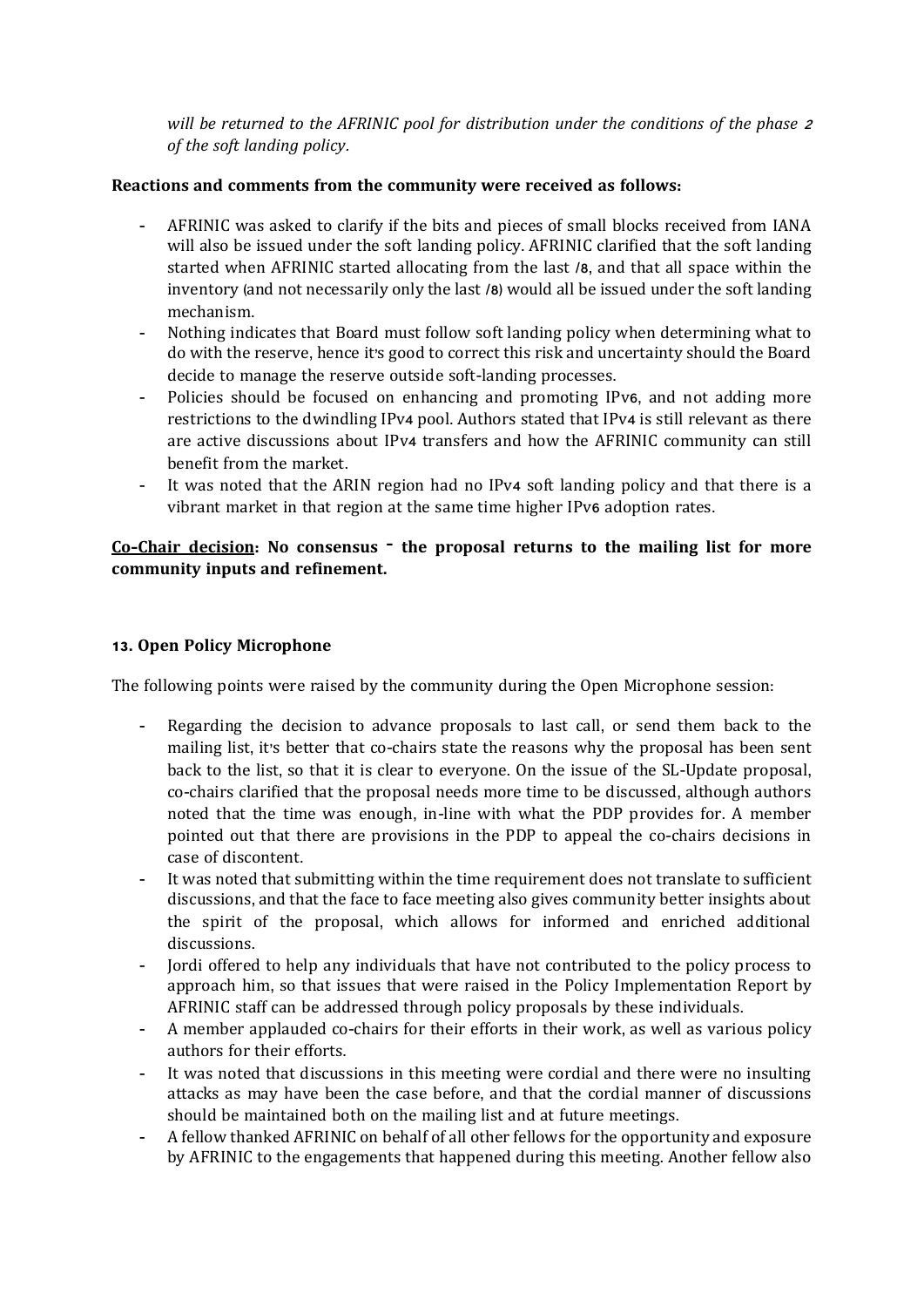*will be returned to the AFRINIC pool for distribution under the conditions of the phase 2 of the soft landing policy.*

**Reactions and comments from the community were received as follows:**

- AFRINIC was asked to clarify if the bits and pieces of small blocks received from IANA will also be issued under the soft landing policy. AFRINIC clarified that the soft landing started when AFRINIC started allocating from the last /8, and that all space within the inventory (and not necessarily only the last /8) would all be issued under the soft landing mechanism.
- Nothing indicates that Board must follow soft landing policy when determining what to do with the reserve, hence it's good to correct this risk and uncertainty should the Board decide to manage the reserve outside soft-landing processes.
- Policies should be focused on enhancing and promoting IPv6, and not adding more restrictions to the dwindling IPv4 pool. Authors stated that IPv4 is still relevant as there are active discussions about IPv4 transfers and how the AFRINIC community can still benefit from the market.
- It was noted that the ARIN region had no IPv4 soft landing policy and that there is a vibrant market in that region at the same time higher IPv6 adoption rates.

**<u>Co-Chair decision</u>: No consensus - the proposal returns to the mailing list for more community inputs and refinement.**

### 13. Open Policy Microphone

The following points were raised by the community during the Open Microphone session:

- Regarding the decision to advance proposals to last call, or send them back to the mailing list, it's better that co-chairs state the reasons why the proposal has been sent back to the list, so that it is clear to everyone. On the issue of the SL-Update proposal, co-chairs clarified that the proposal needs more time to be discussed, although authors noted that the time was enough, in-line with what the PDP provides for. A member pointed out that there are provisions in the PDP to appeal the co-chairs decisions in case of discontent.
- It was noted that submitting within the time requirement does not translate to sufficient discussions, and that the face to face meeting also gives community better insights about the spirit of the proposal, which allows for informed and enriched additional discussions.
- Jordi offered to help any individuals that have not contributed to the policy process to approach him, so that issues that were raised in the Policy Implementation Report by AFRINIC staff can be addressed through policy proposals by these individuals.
- A member applauded co-chairs for their efforts in their work, as well as various policy authors for their efforts.
- It was noted that discussions in this meeting were cordial and there were no insulting attacks as may have been the case before, and that the cordial manner of discussions should be maintained both on the mailing list and at future meetings.
- A fellow thanked AFRINIC on behalf of all other fellows for the opportunity and exposure by AFRINIC to the engagements that happened during this meeting. Another fellow also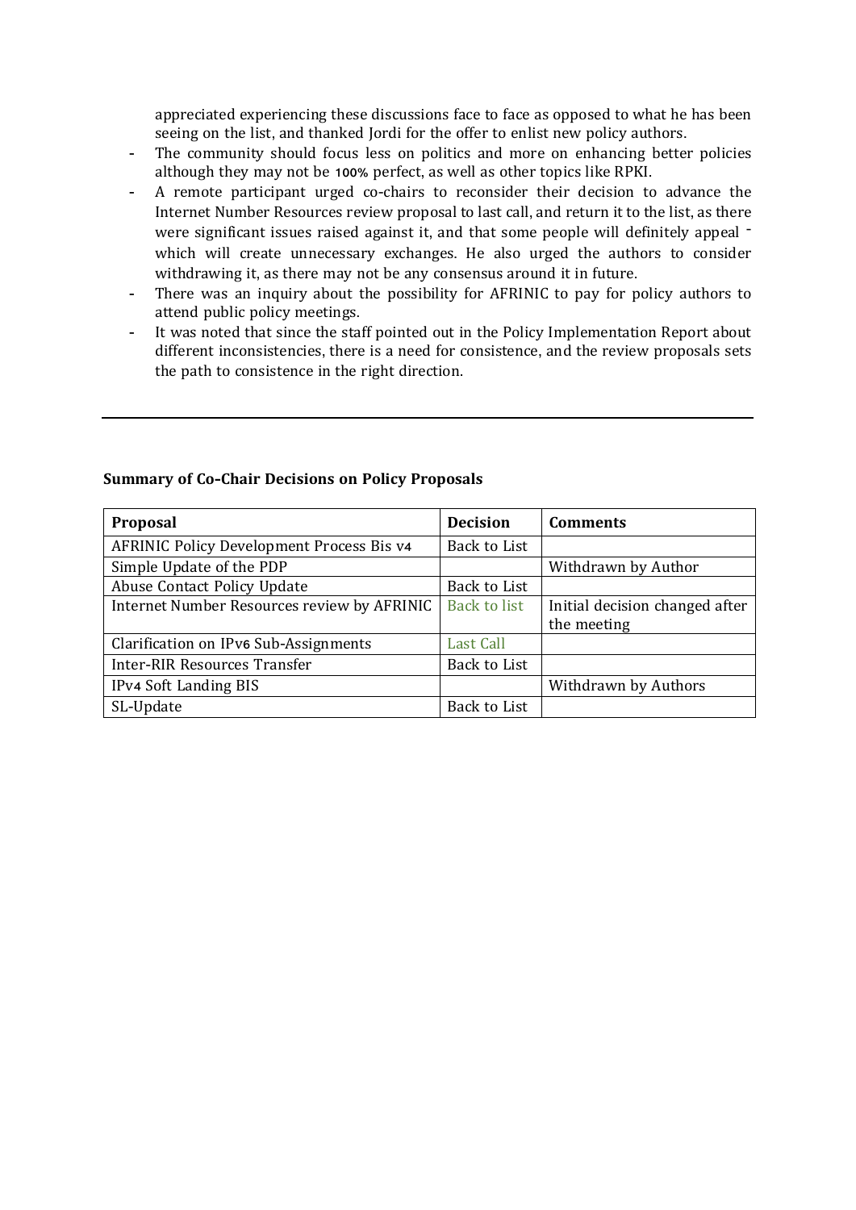appreciated experiencing these discussions face to face as opposed to what he has been seeing on the list, and thanked Jordi for the offer to enlist new policy authors.

- The community should focus less on politics and more on enhancing better policies although they may not be 100% perfect, as well as other topics like RPKI.
- A remote participant urged co-chairs to reconsider their decision to advance the Internet Number Resources review proposal to last call, and return it to the list, as there were significant issues raised against it, and that some people will definitely appeal - which will create unnecessary exchanges. He also urged the authors to consider withdrawing it, as there may not be any consensus around it in future.
- There was an inquiry about the possibility for AFRINIC to pay for policy authors to attend public policy meetings.
- It was noted that since the staff pointed out in the Policy Implementation Report about different inconsistencies, there is a need for consistence, and the review proposals sets the path to consistence in the right direction.

---

**Summary of Co-Chair Decisions on Policy Proposals**

| Proposal | Decision | Comments |
| --- | --- | --- |
| AFRINIC Policy Development Process Bis v4 | Back to List | |
| Simple Update of the PDP | | Withdrawn by Author |
| Abuse Contact Policy Update | Back to List | |
| Internet Number Resources review by AFRINIC | Back to list | Initial decision changed after the meeting |
| Clarification on IPv6 Sub-Assignments | Last Call | |
| Inter-RIR Resources Transfer | Back to List | |
| IPv4 Soft Landing BIS | | Withdrawn by Authors |
| SL-Update | Back to List | |